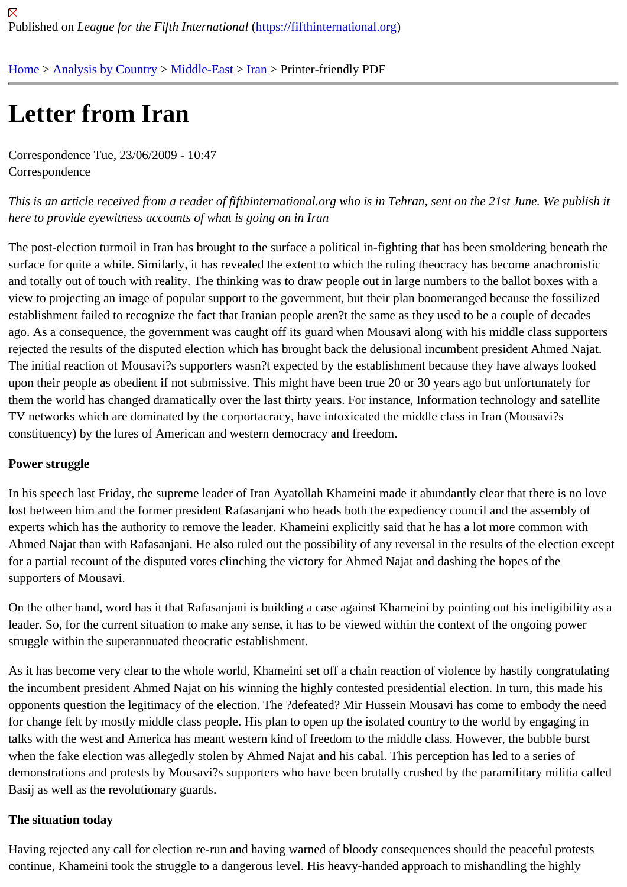Published on *League for the Fifth International* (https://fifthinternational.org)

Home > Analysis by Country > Middle-East > Iran > Printer-friendly PDF

# Letter from Iran

Correspondence Tue, 23/06/2009 - 10:47
Correspondence

*This is an article received from a reader of fifthinternational.org who is in Tehran, sent on the 21st June. We publish it here to provide eyewitness accounts of what is going on in Iran*

The post-election turmoil in Iran has brought to the surface a political in-fighting that has been smoldering beneath the surface for quite a while. Similarly, it has revealed the extent to which the ruling theocracy has become anachronistic and totally out of touch with reality. The thinking was to draw people out in large numbers to the ballot boxes with a view to projecting an image of popular support to the government, but their plan boomeranged because the fossilized establishment failed to recognize the fact that Iranian people aren?t the same as they used to be a couple of decades ago. As a consequence, the government was caught off its guard when Mousavi along with his middle class supporters rejected the results of the disputed election which has brought back the delusional incumbent president Ahmed Najat. The initial reaction of Mousavi?s supporters wasn?t expected by the establishment because they have always looked upon their people as obedient if not submissive. This might have been true 20 or 30 years ago but unfortunately for them the world has changed dramatically over the last thirty years. For instance, Information technology and satellite TV networks which are dominated by the corportacracy, have intoxicated the middle class in Iran (Mousavi?s constituency) by the lures of American and western democracy and freedom.

**Power struggle**

In his speech last Friday, the supreme leader of Iran Ayatollah Khameini made it abundantly clear that there is no love lost between him and the former president Rafasanjani who heads both the expediency council and the assembly of experts which has the authority to remove the leader. Khameini explicitly said that he has a lot more common with Ahmed Najat than with Rafasanjani. He also ruled out the possibility of any reversal in the results of the election except for a partial recount of the disputed votes clinching the victory for Ahmed Najat and dashing the hopes of the supporters of Mousavi.

On the other hand, word has it that Rafasanjani is building a case against Khameini by pointing out his ineligibility as a leader. So, for the current situation to make any sense, it has to be viewed within the context of the ongoing power struggle within the superannuated theocratic establishment.

As it has become very clear to the whole world, Khameini set off a chain reaction of violence by hastily congratulating the incumbent president Ahmed Najat on his winning the highly contested presidential election. In turn, this made his opponents question the legitimacy of the election. The ?defeated? Mir Hussein Mousavi has come to embody the need for change felt by mostly middle class people. His plan to open up the isolated country to the world by engaging in talks with the west and America has meant western kind of freedom to the middle class. However, the bubble burst when the fake election was allegedly stolen by Ahmed Najat and his cabal. This perception has led to a series of demonstrations and protests by Mousavi?s supporters who have been brutally crushed by the paramilitary militia called Basij as well as the revolutionary guards.

**The situation today**

Having rejected any call for election re-run and having warned of bloody consequences should the peaceful protests continue, Khameini took the struggle to a dangerous level. His heavy-handed approach to mishandling the highly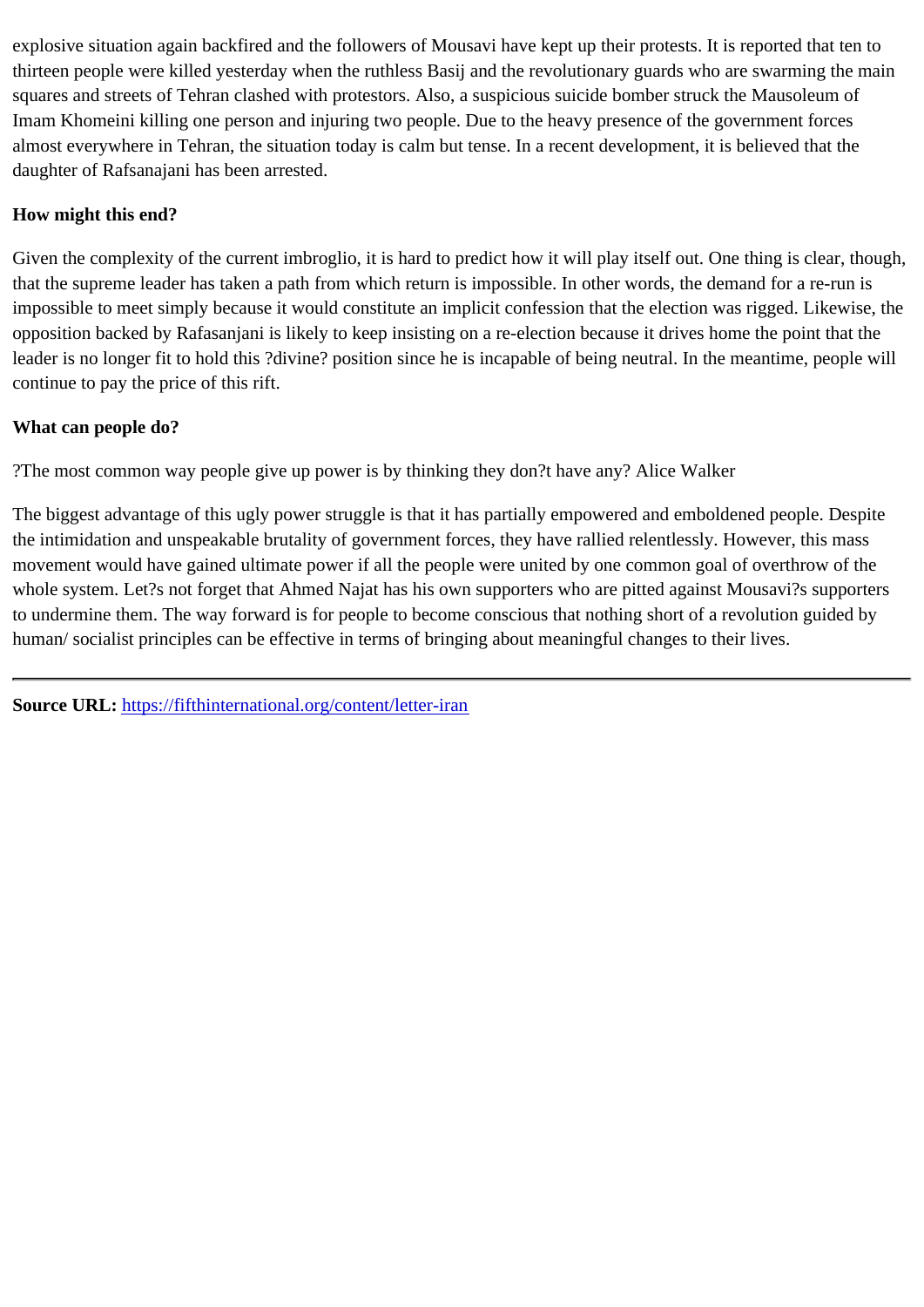explosive situation again backfired and the followers of Mousavi have kept up their protests. It is reported that ten to thirteen people were killed yesterday when the ruthless Basij and the revolutionary guards who are swarming the main squares and streets of Tehran clashed with protestors. Also, a suspicious suicide bomber struck the Mausoleum of Imam Khomeini killing one person and injuring two people. Due to the heavy presence of the government forces almost everywhere in Tehran, the situation today is calm but tense. In a recent development, it is believed that the daughter of Rafsanajani has been arrested.

**How might this end?**

Given the complexity of the current imbroglio, it is hard to predict how it will play itself out. One thing is clear, though, that the supreme leader has taken a path from which return is impossible. In other words, the demand for a re-run is impossible to meet simply because it would constitute an implicit confession that the election was rigged. Likewise, the opposition backed by Rafasanjani is likely to keep insisting on a re-election because it drives home the point that the leader is no longer fit to hold this ?divine? position since he is incapable of being neutral. In the meantime, people will continue to pay the price of this rift.

**What can people do?**

?The most common way people give up power is by thinking they don?t have any? Alice Walker

The biggest advantage of this ugly power struggle is that it has partially empowered and emboldened people. Despite the intimidation and unspeakable brutality of government forces, they have rallied relentlessly. However, this mass movement would have gained ultimate power if all the people were united by one common goal of overthrow of the whole system. Let?s not forget that Ahmed Najat has his own supporters who are pitted against Mousavi?s supporters to undermine them. The way forward is for people to become conscious that nothing short of a revolution guided by human/ socialist principles can be effective in terms of bringing about meaningful changes to their lives.

---

**Source URL:** https://fifthinternational.org/content/letter-iran